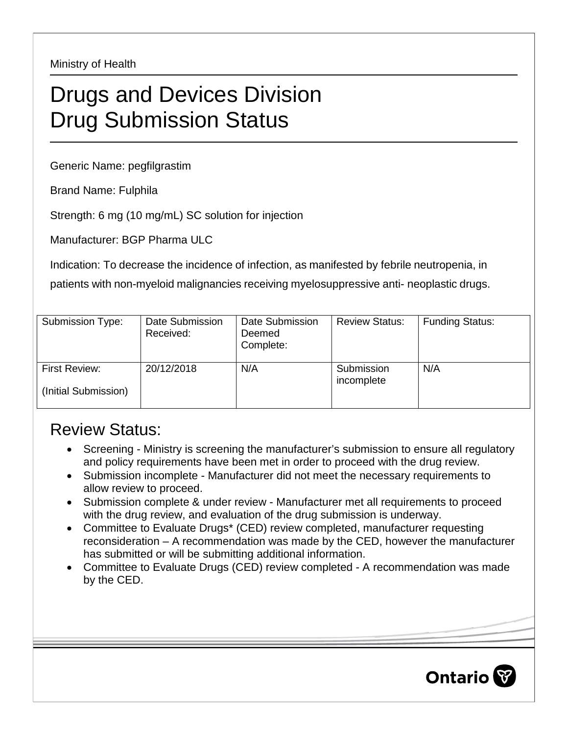Ministry of Health

# Drugs and Devices Division
# Drug Submission Status

Generic Name: pegfilgrastim

Brand Name: Fulphila

Strength: 6 mg (10 mg/mL) SC solution for injection

Manufacturer: BGP Pharma ULC

Indication: To decrease the incidence of infection, as manifested by febrile neutropenia, in patients with non-myeloid malignancies receiving myelosuppressive anti- neoplastic drugs.

| Submission Type: | Date Submission Received: | Date Submission Deemed Complete: | Review Status: | Funding Status: |
|---|---|---|---|---|
| First Review: (Initial Submission) | 20/12/2018 | N/A | Submission incomplete | N/A |

## Review Status:

- Screening - Ministry is screening the manufacturer's submission to ensure all regulatory and policy requirements have been met in order to proceed with the drug review.
- Submission incomplete - Manufacturer did not meet the necessary requirements to allow review to proceed.
- Submission complete & under review - Manufacturer met all requirements to proceed with the drug review, and evaluation of the drug submission is underway.
- Committee to Evaluate Drugs* (CED) review completed, manufacturer requesting reconsideration – A recommendation was made by the CED, however the manufacturer has submitted or will be submitting additional information.
- Committee to Evaluate Drugs (CED) review completed - A recommendation was made by the CED.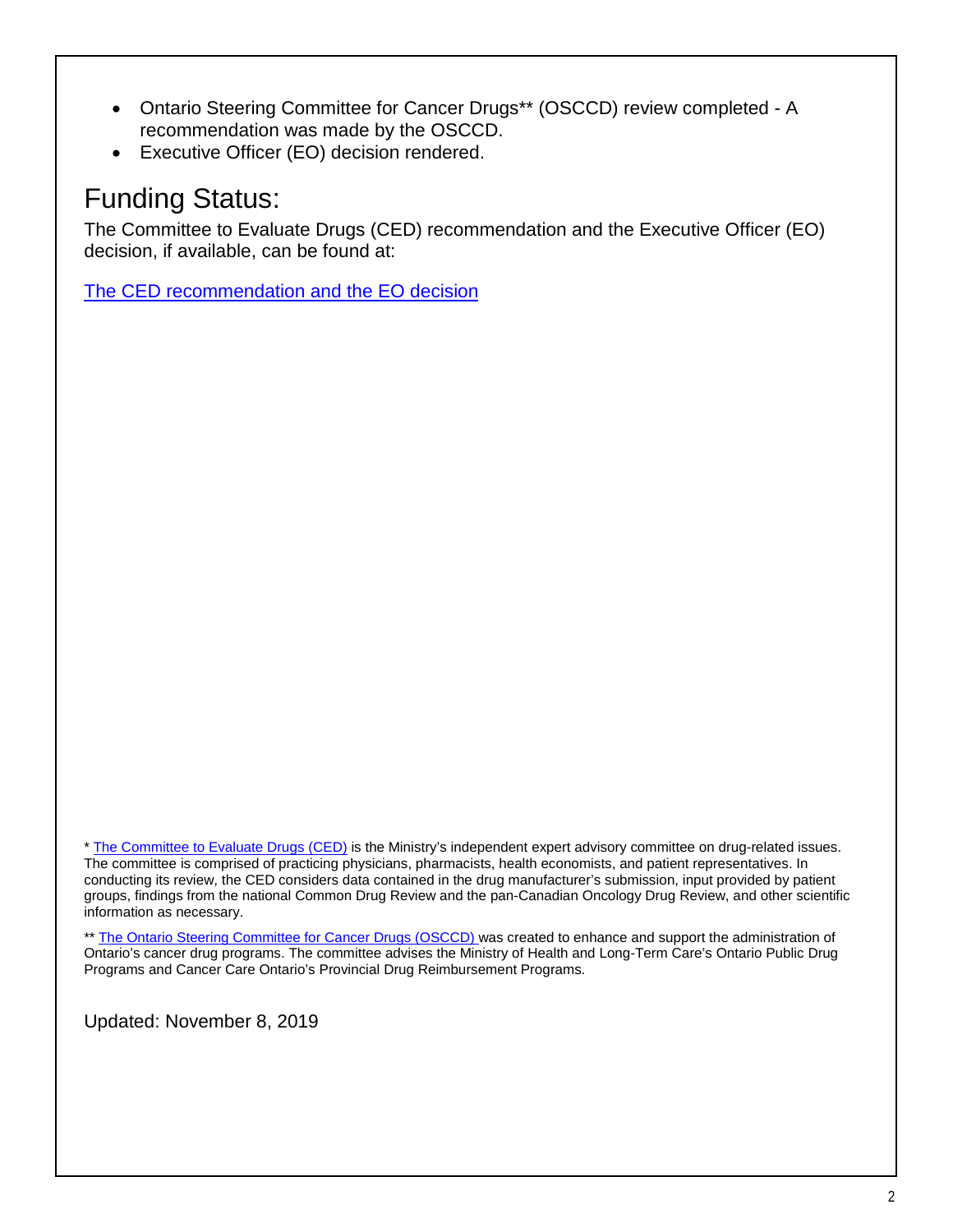- Ontario Steering Committee for Cancer Drugs** (OSCCD) review completed - A recommendation was made by the OSCCD.
- Executive Officer (EO) decision rendered.

# Funding Status:

The Committee to Evaluate Drugs (CED) recommendation and the Executive Officer (EO) decision, if available, can be found at:

The CED recommendation and the EO decision

* The Committee to Evaluate Drugs (CED) is the Ministry's independent expert advisory committee on drug-related issues. The committee is comprised of practicing physicians, pharmacists, health economists, and patient representatives. In conducting its review, the CED considers data contained in the drug manufacturer's submission, input provided by patient groups, findings from the national Common Drug Review and the pan-Canadian Oncology Drug Review, and other scientific information as necessary.

** The Ontario Steering Committee for Cancer Drugs (OSCCD) was created to enhance and support the administration of Ontario's cancer drug programs. The committee advises the Ministry of Health and Long-Term Care's Ontario Public Drug Programs and Cancer Care Ontario's Provincial Drug Reimbursement Programs.

Updated: November 8, 2019